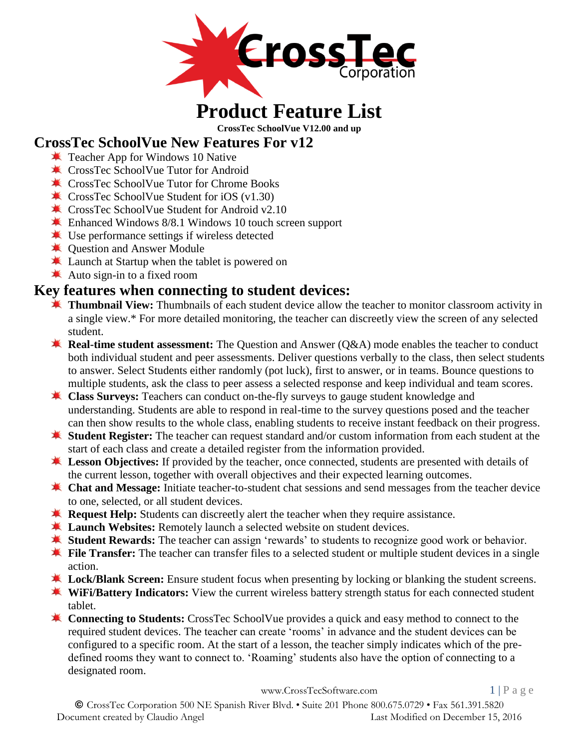# Product Feature List

**CrossTec SchoolVue V12.00 and up**

## CrossTec SchoolVue New Features For v12

- Teacher App for Windows 10 Native
- CrossTec SchoolVue Tutor for Android
- CrossTec SchoolVue Tutor for Chrome Books
- CrossTec SchoolVue Student for iOS (v1.30)
- CrossTec SchoolVue Student for Android v2.10
- Enhanced Windows 8/8.1 Windows 10 touch screen support
- Use performance settings if wireless detected
- Question and Answer Module
- Launch at Startup when the tablet is powered on
- Auto sign-in to a fixed room

## Key features when connecting to student devices:

- **Thumbnail View:** Thumbnails of each student device allow the teacher to monitor classroom activity in a single view.* For more detailed monitoring, the teacher can discreetly view the screen of any selected student.
- **Real-time student assessment:** The Question and Answer (Q&A) mode enables the teacher to conduct both individual student and peer assessments. Deliver questions verbally to the class, then select students to answer. Select Students either randomly (pot luck), first to answer, or in teams. Bounce questions to multiple students, ask the class to peer assess a selected response and keep individual and team scores.
- **Class Surveys:** Teachers can conduct on-the-fly surveys to gauge student knowledge and understanding. Students are able to respond in real-time to the survey questions posed and the teacher can then show results to the whole class, enabling students to receive instant feedback on their progress.
- **Student Register:** The teacher can request standard and/or custom information from each student at the start of each class and create a detailed register from the information provided.
- **Lesson Objectives:** If provided by the teacher, once connected, students are presented with details of the current lesson, together with overall objectives and their expected learning outcomes.
- **Chat and Message:** Initiate teacher-to-student chat sessions and send messages from the teacher device to one, selected, or all student devices.
- **Request Help:** Students can discreetly alert the teacher when they require assistance.
- **Launch Websites:** Remotely launch a selected website on student devices.
- **Student Rewards:** The teacher can assign 'rewards' to students to recognize good work or behavior.
- **File Transfer:** The teacher can transfer files to a selected student or multiple student devices in a single action.
- **Lock/Blank Screen:** Ensure student focus when presenting by locking or blanking the student screens.
- **WiFi/Battery Indicators:** View the current wireless battery strength status for each connected student tablet.
- **Connecting to Students:** CrossTec SchoolVue provides a quick and easy method to connect to the required student devices. The teacher can create 'rooms' in advance and the student devices can be configured to a specific room. At the start of a lesson, the teacher simply indicates which of the pre-defined rooms they want to connect to. 'Roaming' students also have the option of connecting to a designated room.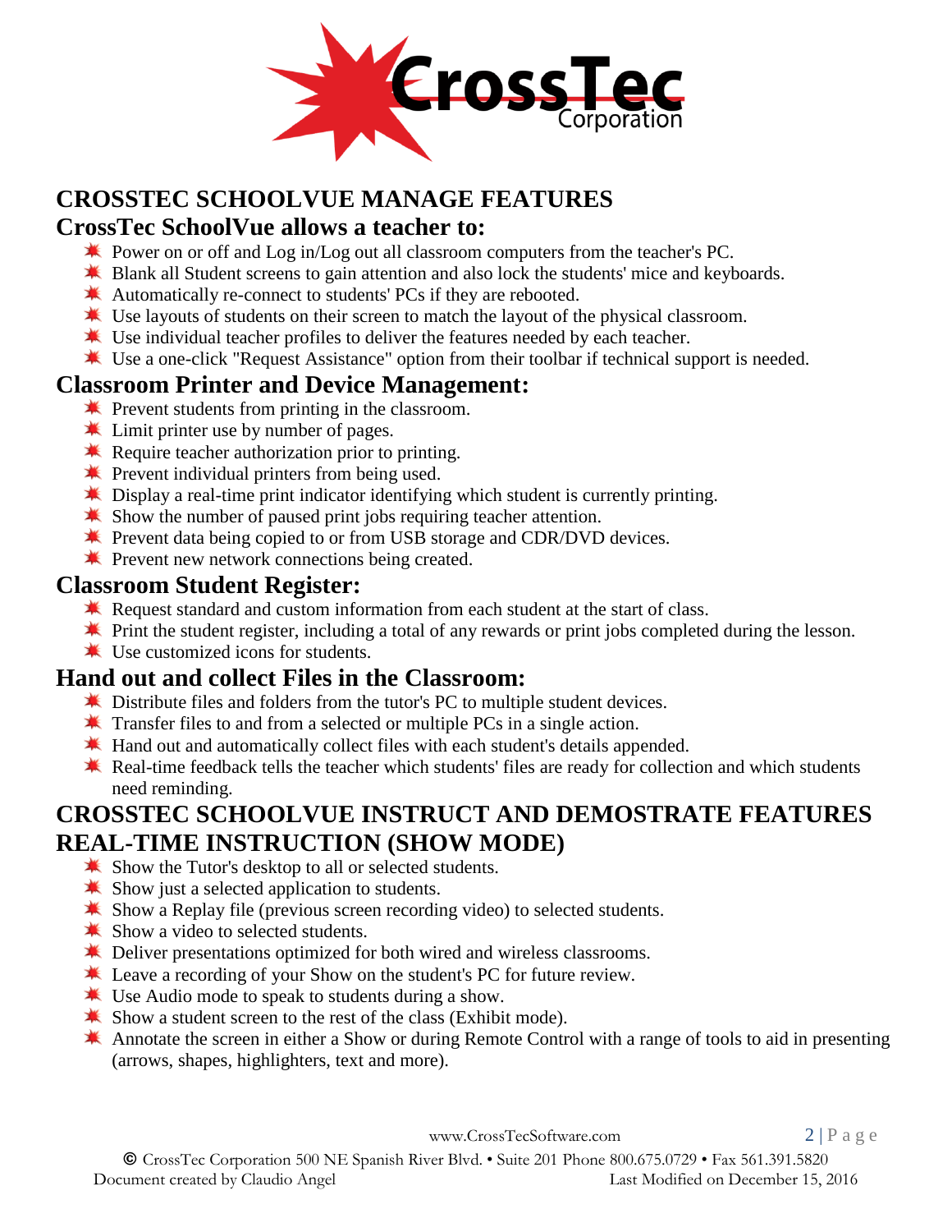# CROSSTEC SCHOOLVUE MANAGE FEATURES

## CrossTec SchoolVue allows a teacher to:

- Power on or off and Log in/Log out all classroom computers from the teacher's PC.
- Blank all Student screens to gain attention and also lock the students' mice and keyboards.
- Automatically re-connect to students' PCs if they are rebooted.
- Use layouts of students on their screen to match the layout of the physical classroom.
- Use individual teacher profiles to deliver the features needed by each teacher.
- Use a one-click "Request Assistance" option from their toolbar if technical support is needed.

## Classroom Printer and Device Management:

- Prevent students from printing in the classroom.
- Limit printer use by number of pages.
- Require teacher authorization prior to printing.
- Prevent individual printers from being used.
- Display a real-time print indicator identifying which student is currently printing.
- Show the number of paused print jobs requiring teacher attention.
- Prevent data being copied to or from USB storage and CDR/DVD devices.
- Prevent new network connections being created.

## Classroom Student Register:

- Request standard and custom information from each student at the start of class.
- Print the student register, including a total of any rewards or print jobs completed during the lesson.
- Use customized icons for students.

## Hand out and collect Files in the Classroom:

- Distribute files and folders from the tutor's PC to multiple student devices.
- Transfer files to and from a selected or multiple PCs in a single action.
- Hand out and automatically collect files with each student's details appended.
- Real-time feedback tells the teacher which students' files are ready for collection and which students need reminding.

# CROSSTEC SCHOOLVUE INSTRUCT AND DEMOSTRATE FEATURES

## REAL-TIME INSTRUCTION (SHOW MODE)

- Show the Tutor's desktop to all or selected students.
- Show just a selected application to students.
- Show a Replay file (previous screen recording video) to selected students.
- Show a video to selected students.
- Deliver presentations optimized for both wired and wireless classrooms.
- Leave a recording of your Show on the student's PC for future review.
- Use Audio mode to speak to students during a show.
- Show a student screen to the rest of the class (Exhibit mode).
- Annotate the screen in either a Show or during Remote Control with a range of tools to aid in presenting (arrows, shapes, highlighters, text and more).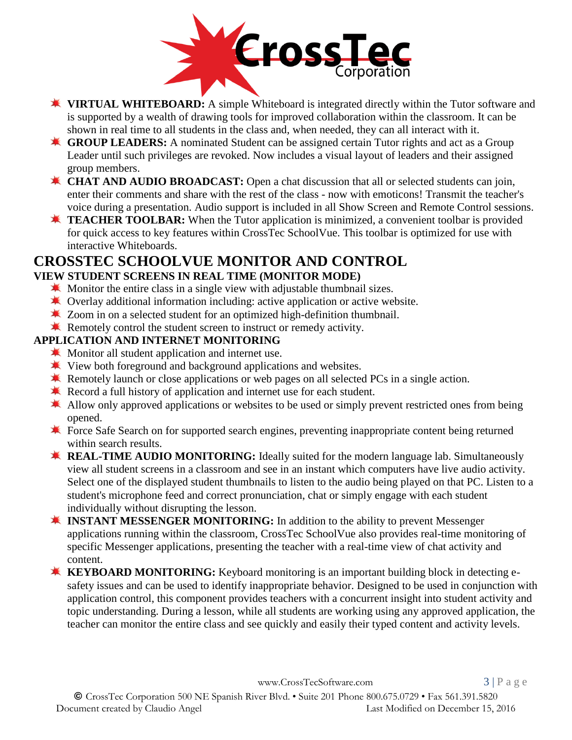- **VIRTUAL WHITEBOARD:** A simple Whiteboard is integrated directly within the Tutor software and is supported by a wealth of drawing tools for improved collaboration within the classroom. It can be shown in real time to all students in the class and, when needed, they can all interact with it.
- **GROUP LEADERS:** A nominated Student can be assigned certain Tutor rights and act as a Group Leader until such privileges are revoked. Now includes a visual layout of leaders and their assigned group members.
- **CHAT AND AUDIO BROADCAST:** Open a chat discussion that all or selected students can join, enter their comments and share with the rest of the class - now with emoticons! Transmit the teacher's voice during a presentation. Audio support is included in all Show Screen and Remote Control sessions.
- **TEACHER TOOLBAR:** When the Tutor application is minimized, a convenient toolbar is provided for quick access to key features within CrossTec SchoolVue. This toolbar is optimized for use with interactive Whiteboards.

## CROSSTEC SCHOOLVUE MONITOR AND CONTROL

### VIEW STUDENT SCREENS IN REAL TIME (MONITOR MODE)

- Monitor the entire class in a single view with adjustable thumbnail sizes.
- Overlay additional information including: active application or active website.
- Zoom in on a selected student for an optimized high-definition thumbnail.
- Remotely control the student screen to instruct or remedy activity.

### APPLICATION AND INTERNET MONITORING

- Monitor all student application and internet use.
- View both foreground and background applications and websites.
- Remotely launch or close applications or web pages on all selected PCs in a single action.
- Record a full history of application and internet use for each student.
- Allow only approved applications or websites to be used or simply prevent restricted ones from being opened.
- Force Safe Search on for supported search engines, preventing inappropriate content being returned within search results.
- **REAL-TIME AUDIO MONITORING:** Ideally suited for the modern language lab. Simultaneously view all student screens in a classroom and see in an instant which computers have live audio activity. Select one of the displayed student thumbnails to listen to the audio being played on that PC. Listen to a student's microphone feed and correct pronunciation, chat or simply engage with each student individually without disrupting the lesson.
- **INSTANT MESSENGER MONITORING:** In addition to the ability to prevent Messenger applications running within the classroom, CrossTec SchoolVue also provides real-time monitoring of specific Messenger applications, presenting the teacher with a real-time view of chat activity and content.
- **KEYBOARD MONITORING:** Keyboard monitoring is an important building block in detecting e-safety issues and can be used to identify inappropriate behavior. Designed to be used in conjunction with application control, this component provides teachers with a concurrent insight into student activity and topic understanding. During a lesson, while all students are working using any approved application, the teacher can monitor the entire class and see quickly and easily their typed content and activity levels.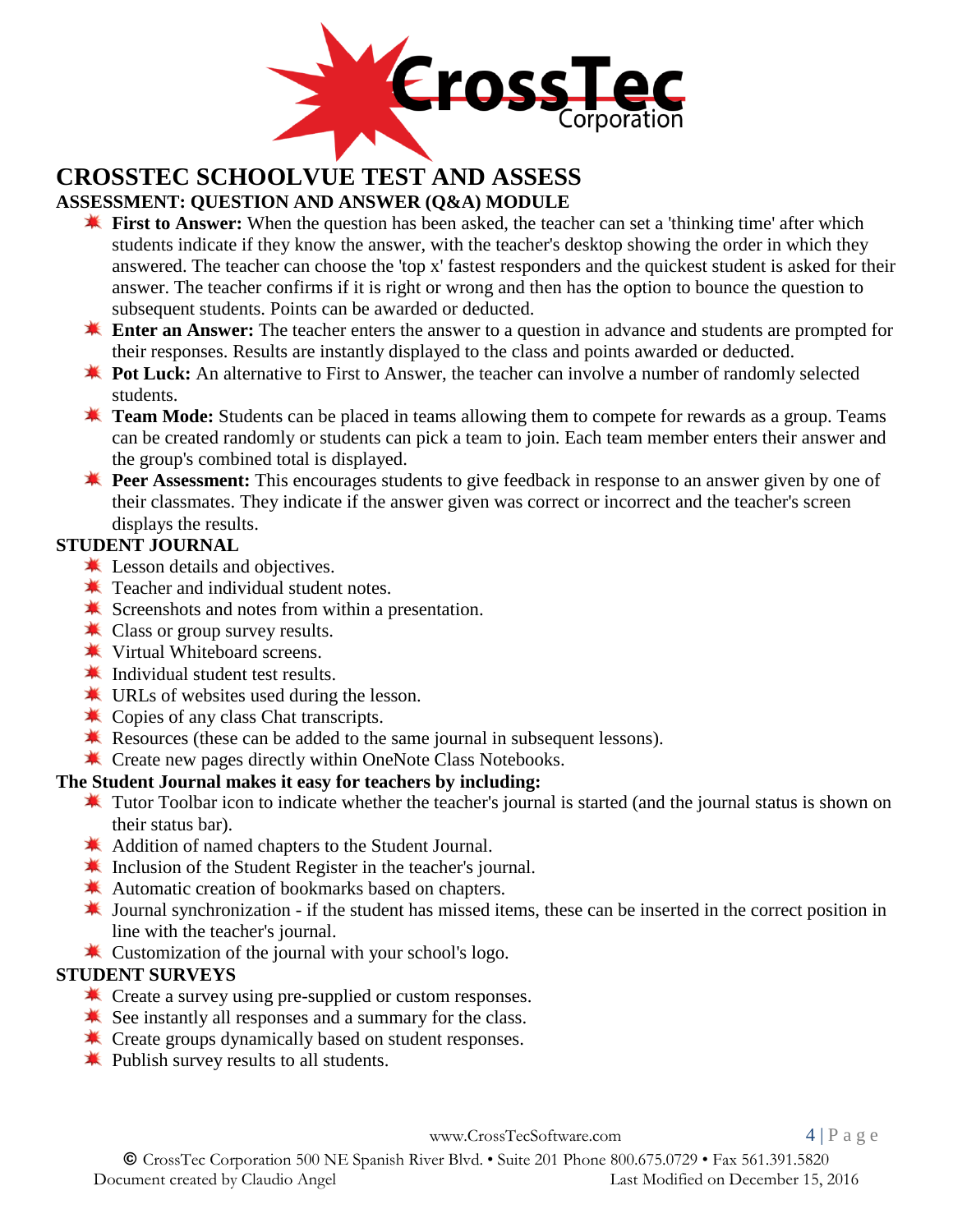# CROSSTEC SCHOOLVUE TEST AND ASSESS

## ASSESSMENT: QUESTION AND ANSWER (Q&A) MODULE

- **First to Answer:** When the question has been asked, the teacher can set a 'thinking time' after which students indicate if they know the answer, with the teacher's desktop showing the order in which they answered. The teacher can choose the 'top x' fastest responders and the quickest student is asked for their answer. The teacher confirms if it is right or wrong and then has the option to bounce the question to subsequent students. Points can be awarded or deducted.
- **Enter an Answer:** The teacher enters the answer to a question in advance and students are prompted for their responses. Results are instantly displayed to the class and points awarded or deducted.
- **Pot Luck:** An alternative to First to Answer, the teacher can involve a number of randomly selected students.
- **Team Mode:** Students can be placed in teams allowing them to compete for rewards as a group. Teams can be created randomly or students can pick a team to join. Each team member enters their answer and the group's combined total is displayed.
- **Peer Assessment:** This encourages students to give feedback in response to an answer given by one of their classmates. They indicate if the answer given was correct or incorrect and the teacher's screen displays the results.

## STUDENT JOURNAL

- Lesson details and objectives.
- Teacher and individual student notes.
- Screenshots and notes from within a presentation.
- Class or group survey results.
- Virtual Whiteboard screens.
- Individual student test results.
- URLs of websites used during the lesson.
- Copies of any class Chat transcripts.
- Resources (these can be added to the same journal in subsequent lessons).
- Create new pages directly within OneNote Class Notebooks.

**The Student Journal makes it easy for teachers by including:**

- Tutor Toolbar icon to indicate whether the teacher's journal is started (and the journal status is shown on their status bar).
- Addition of named chapters to the Student Journal.
- Inclusion of the Student Register in the teacher's journal.
- Automatic creation of bookmarks based on chapters.
- Journal synchronization - if the student has missed items, these can be inserted in the correct position in line with the teacher's journal.
- Customization of the journal with your school's logo.

## STUDENT SURVEYS

- Create a survey using pre-supplied or custom responses.
- See instantly all responses and a summary for the class.
- Create groups dynamically based on student responses.
- Publish survey results to all students.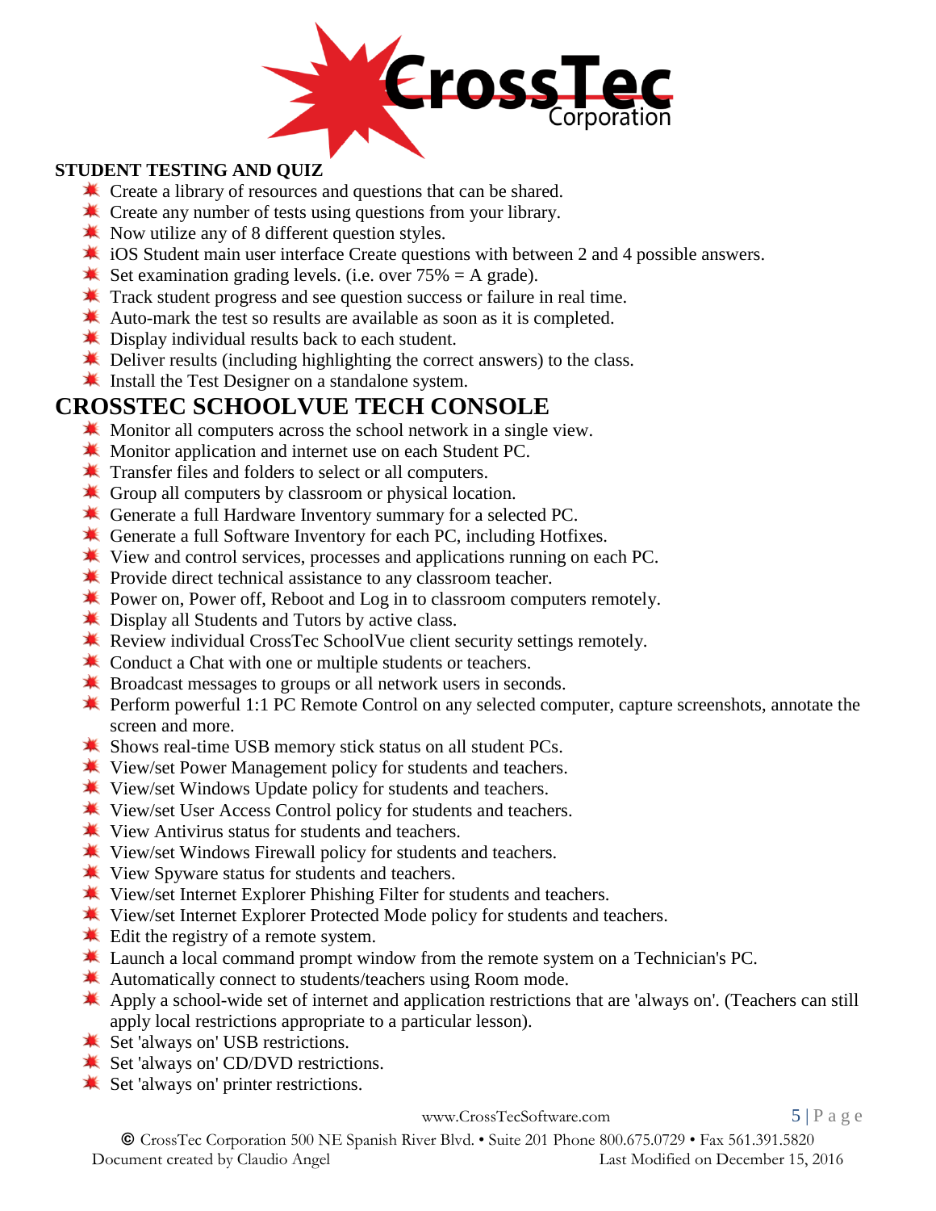**STUDENT TESTING AND QUIZ**

- Create a library of resources and questions that can be shared.
- Create any number of tests using questions from your library.
- Now utilize any of 8 different question styles.
- iOS Student main user interface Create questions with between 2 and 4 possible answers.
- Set examination grading levels. (i.e. over 75% = A grade).
- Track student progress and see question success or failure in real time.
- Auto-mark the test so results are available as soon as it is completed.
- Display individual results back to each student.
- Deliver results (including highlighting the correct answers) to the class.
- Install the Test Designer on a standalone system.

## CROSSTEC SCHOOLVUE TECH CONSOLE

- Monitor all computers across the school network in a single view.
- Monitor application and internet use on each Student PC.
- Transfer files and folders to select or all computers.
- Group all computers by classroom or physical location.
- Generate a full Hardware Inventory summary for a selected PC.
- Generate a full Software Inventory for each PC, including Hotfixes.
- View and control services, processes and applications running on each PC.
- Provide direct technical assistance to any classroom teacher.
- Power on, Power off, Reboot and Log in to classroom computers remotely.
- Display all Students and Tutors by active class.
- Review individual CrossTec SchoolVue client security settings remotely.
- Conduct a Chat with one or multiple students or teachers.
- Broadcast messages to groups or all network users in seconds.
- Perform powerful 1:1 PC Remote Control on any selected computer, capture screenshots, annotate the screen and more.
- Shows real-time USB memory stick status on all student PCs.
- View/set Power Management policy for students and teachers.
- View/set Windows Update policy for students and teachers.
- View/set User Access Control policy for students and teachers.
- View Antivirus status for students and teachers.
- View/set Windows Firewall policy for students and teachers.
- View Spyware status for students and teachers.
- View/set Internet Explorer Phishing Filter for students and teachers.
- View/set Internet Explorer Protected Mode policy for students and teachers.
- Edit the registry of a remote system.
- Launch a local command prompt window from the remote system on a Technician's PC.
- Automatically connect to students/teachers using Room mode.
- Apply a school-wide set of internet and application restrictions that are 'always on'. (Teachers can still apply local restrictions appropriate to a particular lesson).
- Set 'always on' USB restrictions.
- Set 'always on' CD/DVD restrictions.
- Set 'always on' printer restrictions.